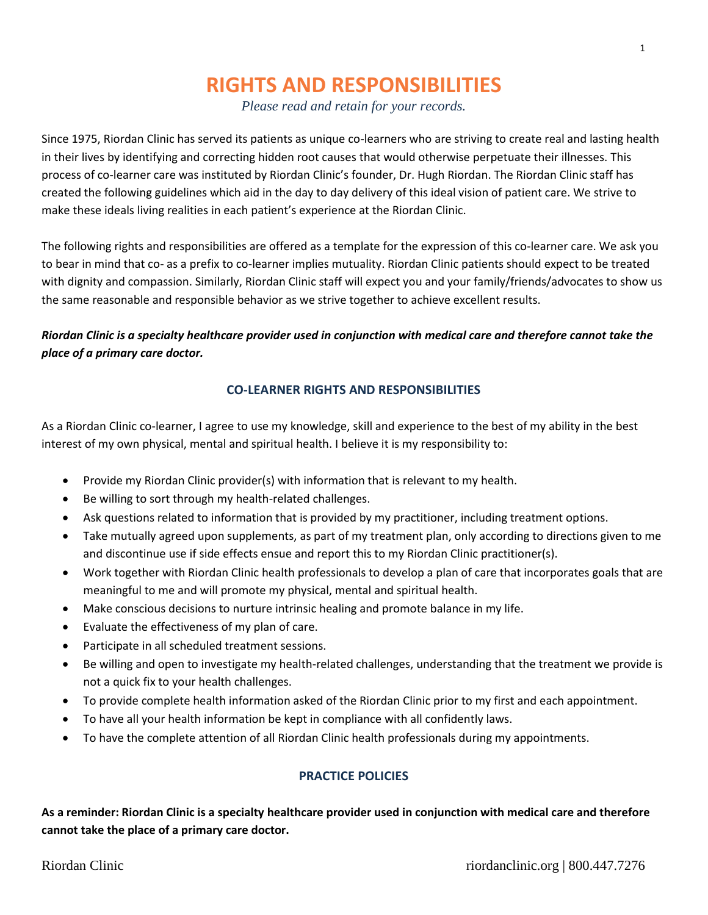# RIGHTS AND RESPONSIBILITIES

*Please read and retain for your records.*

Since 1975, Riordan Clinic has served its patients as unique co-learners who are striving to create real and lasting health in their lives by identifying and correcting hidden root causes that would otherwise perpetuate their illnesses. This process of co-learner care was instituted by Riordan Clinic's founder, Dr. Hugh Riordan. The Riordan Clinic staff has created the following guidelines which aid in the day to day delivery of this ideal vision of patient care. We strive to make these ideals living realities in each patient's experience at the Riordan Clinic.

The following rights and responsibilities are offered as a template for the expression of this co-learner care. We ask you to bear in mind that co- as a prefix to co-learner implies mutuality. Riordan Clinic patients should expect to be treated with dignity and compassion. Similarly, Riordan Clinic staff will expect you and your family/friends/advocates to show us the same reasonable and responsible behavior as we strive together to achieve excellent results.

***Riordan Clinic is a specialty healthcare provider used in conjunction with medical care and therefore cannot take the place of a primary care doctor.***

## CO-LEARNER RIGHTS AND RESPONSIBILITIES

As a Riordan Clinic co-learner, I agree to use my knowledge, skill and experience to the best of my ability in the best interest of my own physical, mental and spiritual health. I believe it is my responsibility to:

- Provide my Riordan Clinic provider(s) with information that is relevant to my health.
- Be willing to sort through my health-related challenges.
- Ask questions related to information that is provided by my practitioner, including treatment options.
- Take mutually agreed upon supplements, as part of my treatment plan, only according to directions given to me and discontinue use if side effects ensue and report this to my Riordan Clinic practitioner(s).
- Work together with Riordan Clinic health professionals to develop a plan of care that incorporates goals that are meaningful to me and will promote my physical, mental and spiritual health.
- Make conscious decisions to nurture intrinsic healing and promote balance in my life.
- Evaluate the effectiveness of my plan of care.
- Participate in all scheduled treatment sessions.
- Be willing and open to investigate my health-related challenges, understanding that the treatment we provide is not a quick fix to your health challenges.
- To provide complete health information asked of the Riordan Clinic prior to my first and each appointment.
- To have all your health information be kept in compliance with all confidently laws.
- To have the complete attention of all Riordan Clinic health professionals during my appointments.

## PRACTICE POLICIES

**As a reminder: Riordan Clinic is a specialty healthcare provider used in conjunction with medical care and therefore cannot take the place of a primary care doctor.**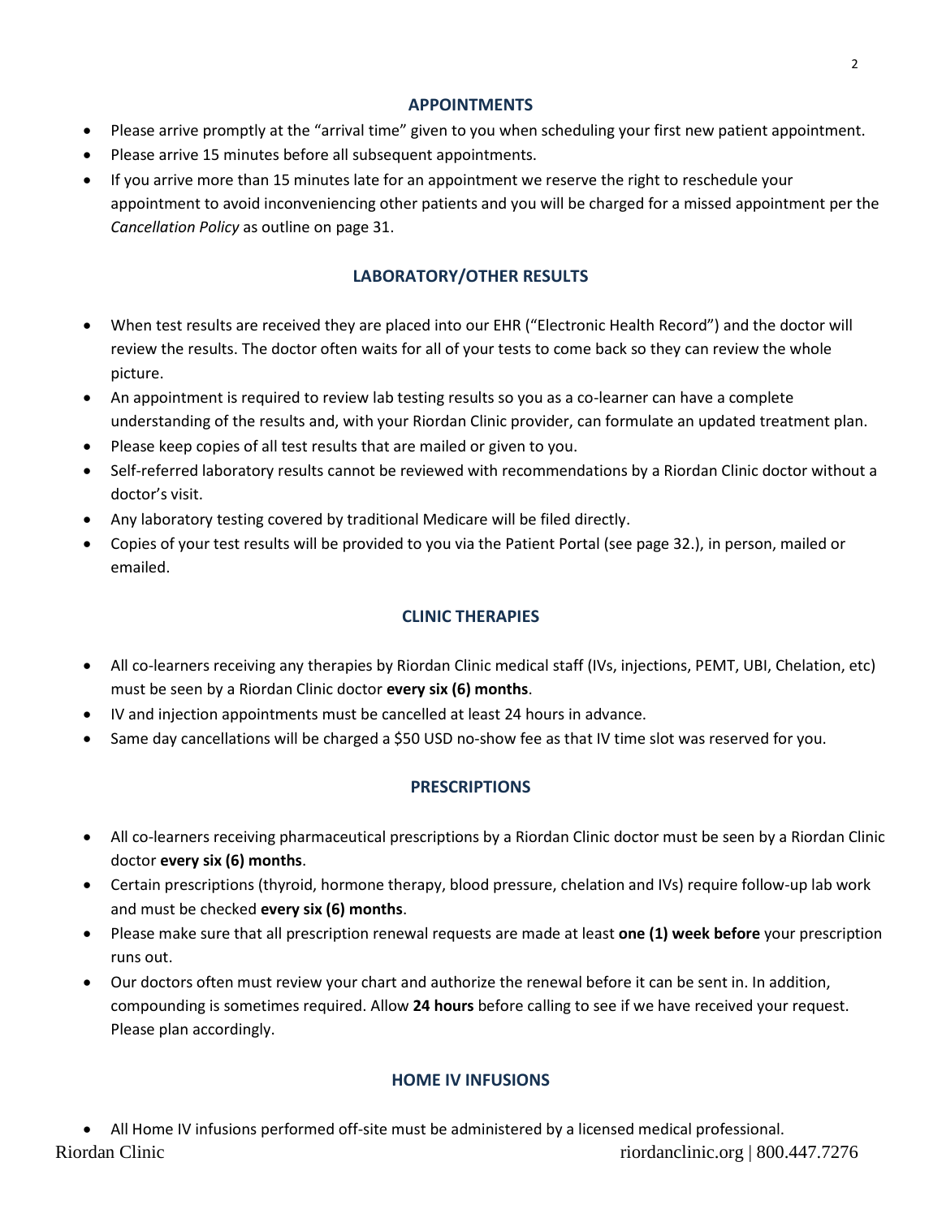## APPOINTMENTS

- Please arrive promptly at the "arrival time" given to you when scheduling your first new patient appointment.
- Please arrive 15 minutes before all subsequent appointments.
- If you arrive more than 15 minutes late for an appointment we reserve the right to reschedule your appointment to avoid inconveniencing other patients and you will be charged for a missed appointment per the *Cancellation Policy* as outline on page 31.

## LABORATORY/OTHER RESULTS

- When test results are received they are placed into our EHR ("Electronic Health Record") and the doctor will review the results. The doctor often waits for all of your tests to come back so they can review the whole picture.
- An appointment is required to review lab testing results so you as a co-learner can have a complete understanding of the results and, with your Riordan Clinic provider, can formulate an updated treatment plan.
- Please keep copies of all test results that are mailed or given to you.
- Self-referred laboratory results cannot be reviewed with recommendations by a Riordan Clinic doctor without a doctor's visit.
- Any laboratory testing covered by traditional Medicare will be filed directly.
- Copies of your test results will be provided to you via the Patient Portal (see page 32.), in person, mailed or emailed.

## CLINIC THERAPIES

- All co-learners receiving any therapies by Riordan Clinic medical staff (IVs, injections, PEMT, UBI, Chelation, etc) must be seen by a Riordan Clinic doctor **every six (6) months**.
- IV and injection appointments must be cancelled at least 24 hours in advance.
- Same day cancellations will be charged a $50 USD no-show fee as that IV time slot was reserved for you.

## PRESCRIPTIONS

- All co-learners receiving pharmaceutical prescriptions by a Riordan Clinic doctor must be seen by a Riordan Clinic doctor **every six (6) months**.
- Certain prescriptions (thyroid, hormone therapy, blood pressure, chelation and IVs) require follow-up lab work and must be checked **every six (6) months**.
- Please make sure that all prescription renewal requests are made at least **one (1) week before** your prescription runs out.
- Our doctors often must review your chart and authorize the renewal before it can be sent in. In addition, compounding is sometimes required. Allow **24 hours** before calling to see if we have received your request. Please plan accordingly.

## HOME IV INFUSIONS

- All Home IV infusions performed off-site must be administered by a licensed medical professional.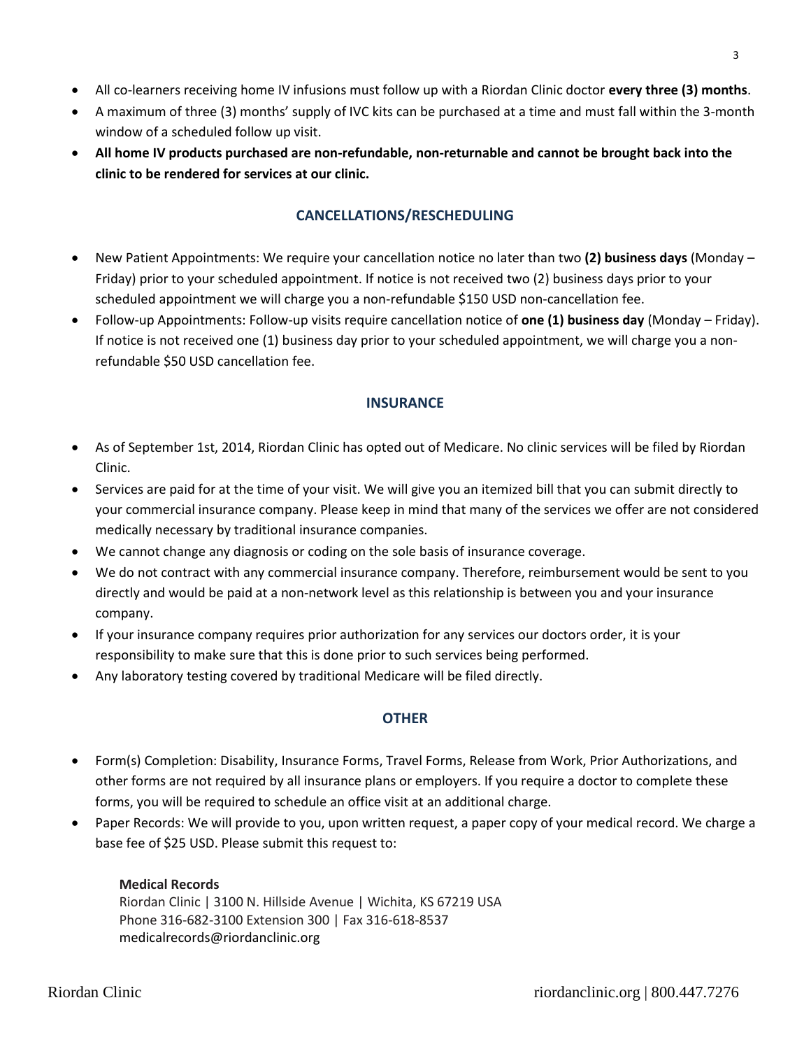- All co-learners receiving home IV infusions must follow up with a Riordan Clinic doctor **every three (3) months**.
- A maximum of three (3) months' supply of IVC kits can be purchased at a time and must fall within the 3-month window of a scheduled follow up visit.
- **All home IV products purchased are non-refundable, non-returnable and cannot be brought back into the clinic to be rendered for services at our clinic.**

## CANCELLATIONS/RESCHEDULING

- New Patient Appointments: We require your cancellation notice no later than two **(2) business days** (Monday – Friday) prior to your scheduled appointment. If notice is not received two (2) business days prior to your scheduled appointment we will charge you a non-refundable $150 USD non-cancellation fee.
- Follow-up Appointments: Follow-up visits require cancellation notice of **one (1) business day** (Monday – Friday). If notice is not received one (1) business day prior to your scheduled appointment, we will charge you a non-refundable $50 USD cancellation fee.

## INSURANCE

- As of September 1st, 2014, Riordan Clinic has opted out of Medicare. No clinic services will be filed by Riordan Clinic.
- Services are paid for at the time of your visit. We will give you an itemized bill that you can submit directly to your commercial insurance company. Please keep in mind that many of the services we offer are not considered medically necessary by traditional insurance companies.
- We cannot change any diagnosis or coding on the sole basis of insurance coverage.
- We do not contract with any commercial insurance company. Therefore, reimbursement would be sent to you directly and would be paid at a non-network level as this relationship is between you and your insurance company.
- If your insurance company requires prior authorization for any services our doctors order, it is your responsibility to make sure that this is done prior to such services being performed.
- Any laboratory testing covered by traditional Medicare will be filed directly.

## OTHER

- Form(s) Completion: Disability, Insurance Forms, Travel Forms, Release from Work, Prior Authorizations, and other forms are not required by all insurance plans or employers. If you require a doctor to complete these forms, you will be required to schedule an office visit at an additional charge.
- Paper Records: We will provide to you, upon written request, a paper copy of your medical record. We charge a base fee of $25 USD. Please submit this request to:

  **Medical Records**
  Riordan Clinic | 3100 N. Hillside Avenue | Wichita, KS 67219 USA
  Phone 316-682-3100 Extension 300 | Fax 316-618-8537
  medicalrecords@riordanclinic.org